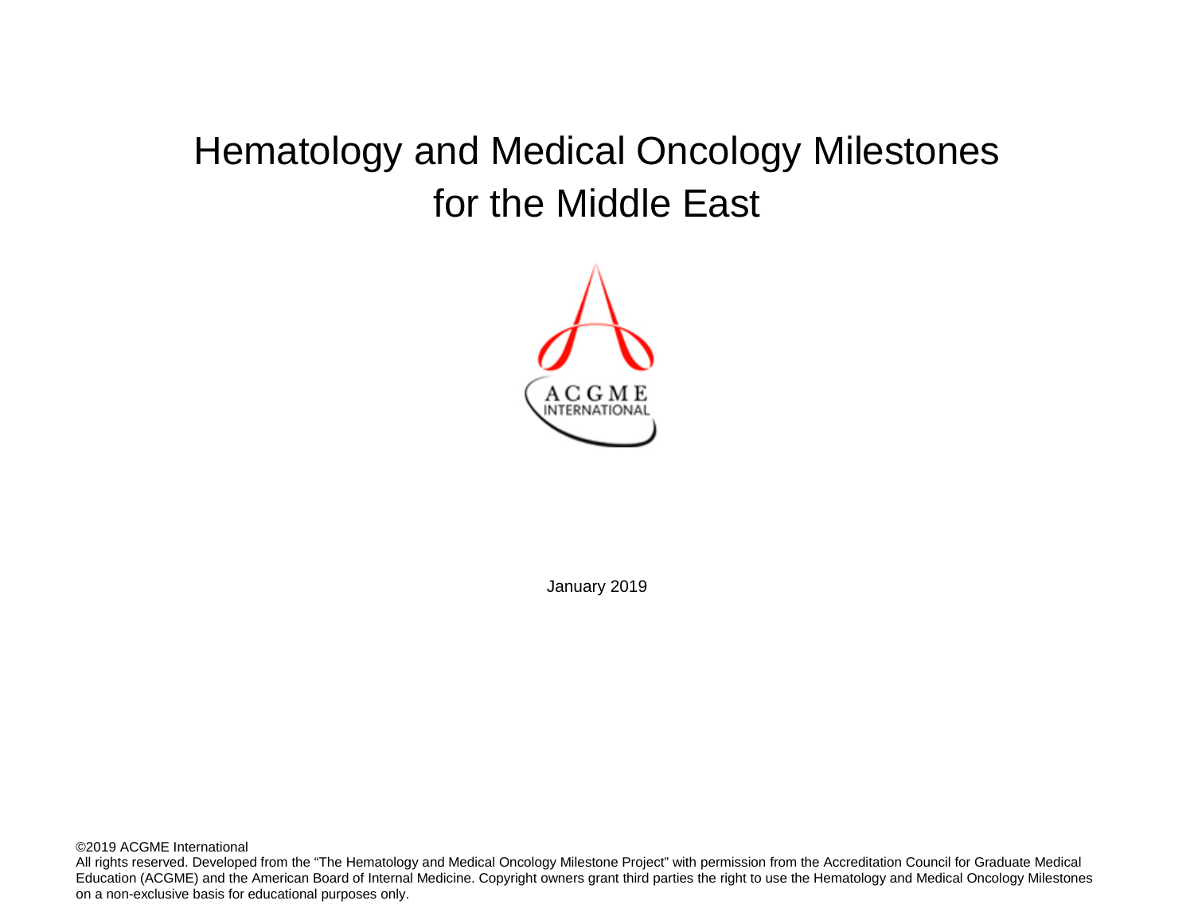# Hematology and Medical Oncology Milestones for the Middle East

January 2019

©2019 ACGME International

All rights reserved. Developed from the "The Hematology and Medical Oncology Milestone Project" with permission from the Accreditation Council for Graduate Medical Education (ACGME) and the American Board of Internal Medicine. Copyright owners grant third parties the right to use the Hematology and Medical Oncology Milestones on a non-exclusive basis for educational purposes only.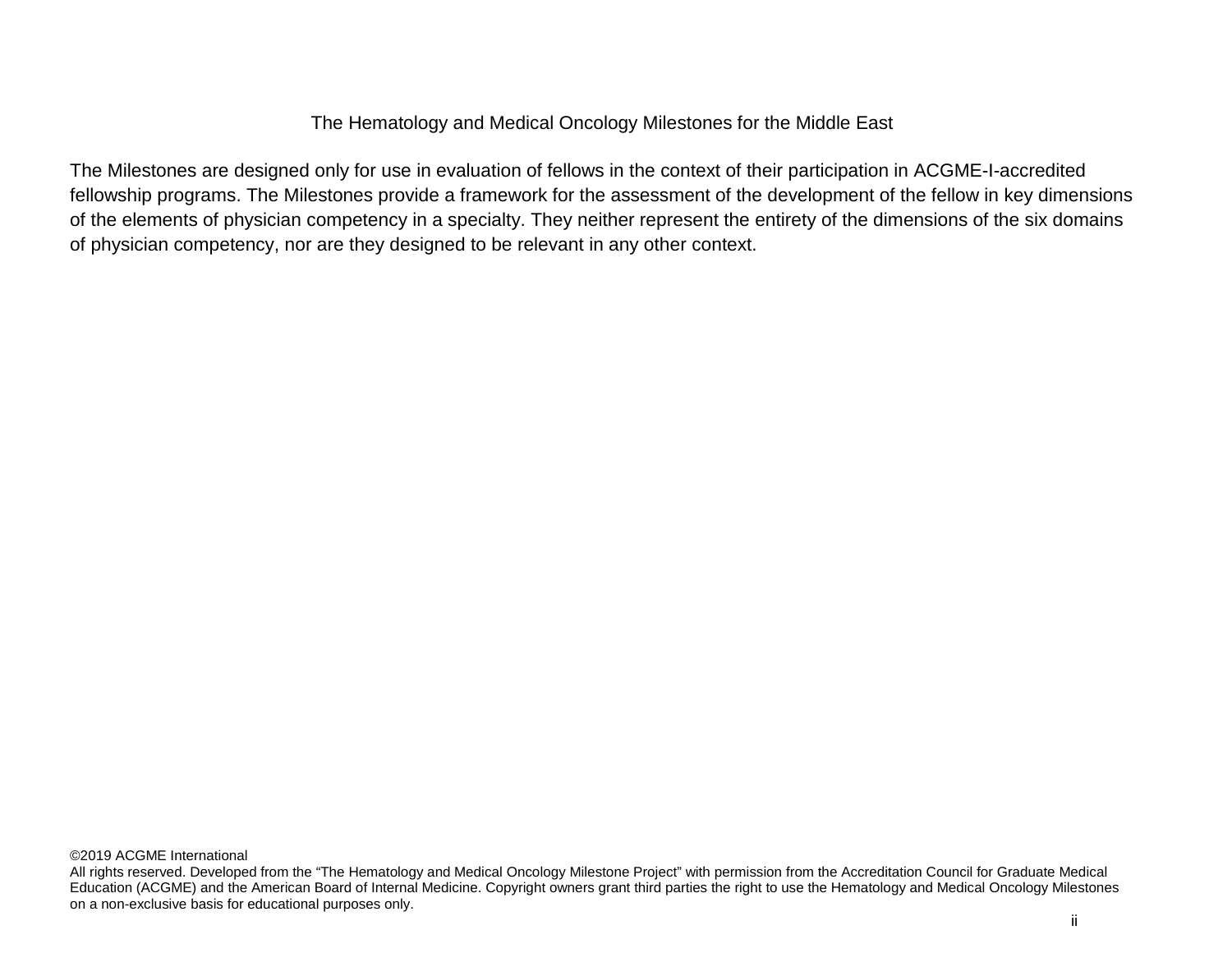# The Hematology and Medical Oncology Milestones for the Middle East

The Milestones are designed only for use in evaluation of fellows in the context of their participation in ACGME-I-accredited fellowship programs. The Milestones provide a framework for the assessment of the development of the fellow in key dimensions of the elements of physician competency in a specialty. They neither represent the entirety of the dimensions of the six domains of physician competency, nor are they designed to be relevant in any other context.

©2019 ACGME International

All rights reserved. Developed from the "The Hematology and Medical Oncology Milestone Project" with permission from the Accreditation Council for Graduate Medical Education (ACGME) and the American Board of Internal Medicine. Copyright owners grant third parties the right to use the Hematology and Medical Oncology Milestones on a non-exclusive basis for educational purposes only.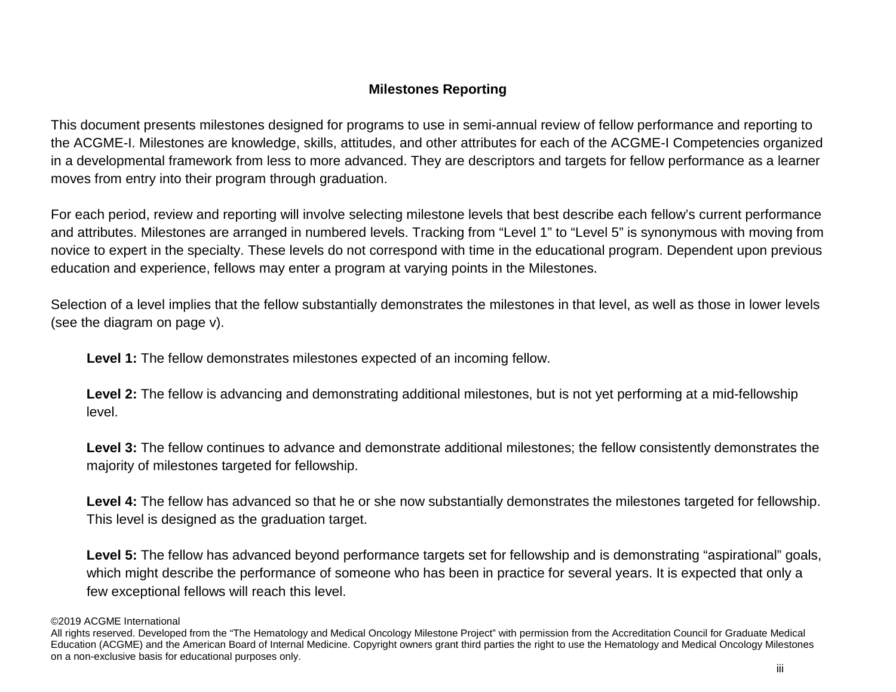# Milestones Reporting

This document presents milestones designed for programs to use in semi-annual review of fellow performance and reporting to the ACGME-I. Milestones are knowledge, skills, attitudes, and other attributes for each of the ACGME-I Competencies organized in a developmental framework from less to more advanced. They are descriptors and targets for fellow performance as a learner moves from entry into their program through graduation.

For each period, review and reporting will involve selecting milestone levels that best describe each fellow's current performance and attributes. Milestones are arranged in numbered levels. Tracking from "Level 1" to "Level 5" is synonymous with moving from novice to expert in the specialty. These levels do not correspond with time in the educational program. Dependent upon previous education and experience, fellows may enter a program at varying points in the Milestones.

Selection of a level implies that the fellow substantially demonstrates the milestones in that level, as well as those in lower levels (see the diagram on page v).

**Level 1:** The fellow demonstrates milestones expected of an incoming fellow.

**Level 2:** The fellow is advancing and demonstrating additional milestones, but is not yet performing at a mid-fellowship level.

**Level 3:** The fellow continues to advance and demonstrate additional milestones; the fellow consistently demonstrates the majority of milestones targeted for fellowship.

**Level 4:** The fellow has advanced so that he or she now substantially demonstrates the milestones targeted for fellowship. This level is designed as the graduation target.

**Level 5:** The fellow has advanced beyond performance targets set for fellowship and is demonstrating "aspirational" goals, which might describe the performance of someone who has been in practice for several years. It is expected that only a few exceptional fellows will reach this level.

©2019 ACGME International
All rights reserved. Developed from the "The Hematology and Medical Oncology Milestone Project" with permission from the Accreditation Council for Graduate Medical Education (ACGME) and the American Board of Internal Medicine. Copyright owners grant third parties the right to use the Hematology and Medical Oncology Milestones on a non-exclusive basis for educational purposes only.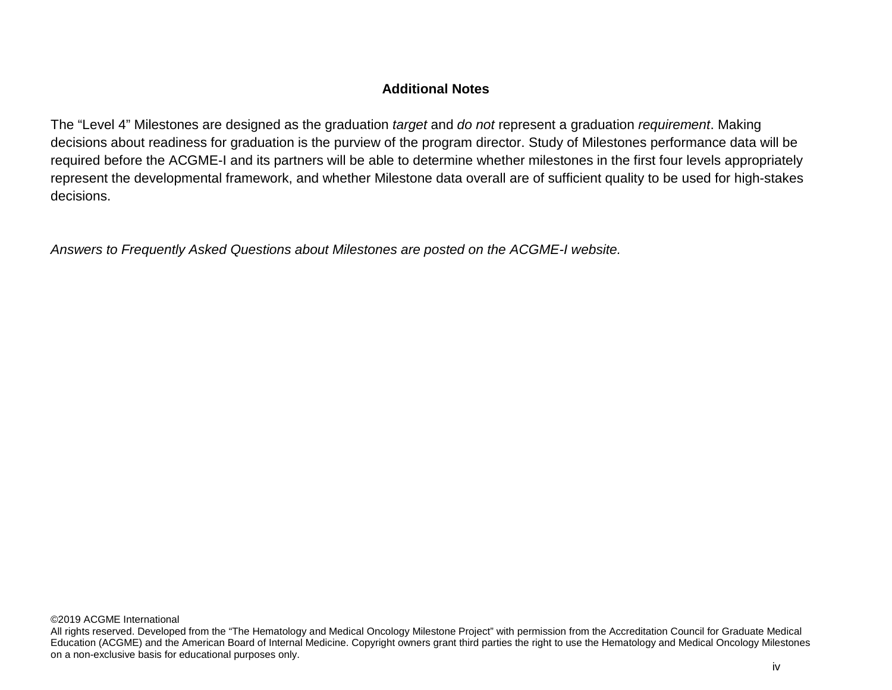## Additional Notes

The "Level 4" Milestones are designed as the graduation *target* and *do not* represent a graduation *requirement*. Making decisions about readiness for graduation is the purview of the program director. Study of Milestones performance data will be required before the ACGME-I and its partners will be able to determine whether milestones in the first four levels appropriately represent the developmental framework, and whether Milestone data overall are of sufficient quality to be used for high-stakes decisions.

*Answers to Frequently Asked Questions about Milestones are posted on the ACGME-I website.*

©2019 ACGME International
All rights reserved. Developed from the "The Hematology and Medical Oncology Milestone Project" with permission from the Accreditation Council for Graduate Medical Education (ACGME) and the American Board of Internal Medicine. Copyright owners grant third parties the right to use the Hematology and Medical Oncology Milestones on a non-exclusive basis for educational purposes only.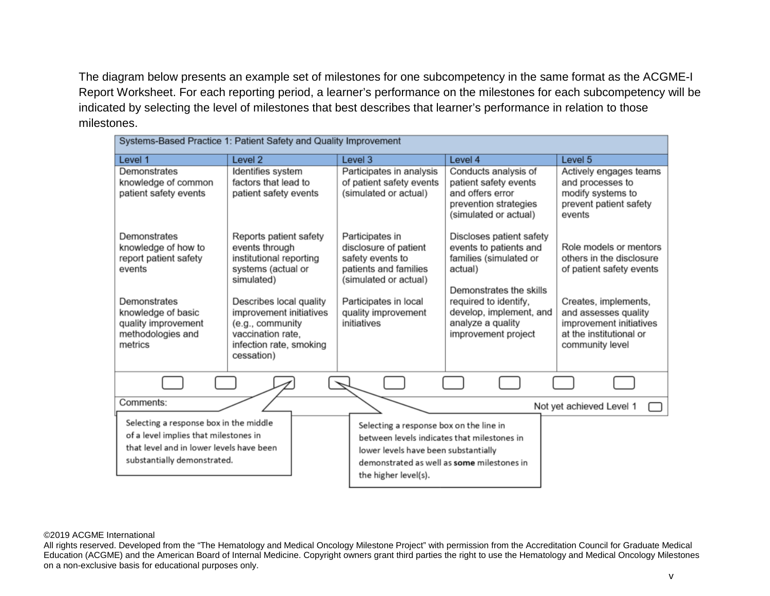The diagram below presents an example set of milestones for one subcompetency in the same format as the ACGME-I Report Worksheet. For each reporting period, a learner's performance on the milestones for each subcompetency will be indicated by selecting the level of milestones that best describes that learner's performance in relation to those milestones.

| Systems-Based Practice 1: Patient Safety and Quality Improvement | | | | |
|---|---|---|---|---|
| **Level 1** | **Level 2** | **Level 3** | **Level 4** | **Level 5** |
| Demonstrates knowledge of common patient safety events | Identifies system factors that lead to patient safety events | Participates in analysis of patient safety events (simulated or actual) | Conducts analysis of patient safety events and offers error prevention strategies (simulated or actual) | Actively engages teams and processes to modify systems to prevent patient safety events |
| Demonstrates knowledge of how to report patient safety events | Reports patient safety events through institutional reporting systems (actual or simulated) | Participates in disclosure of patient safety events to patients and families (simulated or actual) | Discloses patient safety events to patients and families (simulated or actual) | Role models or mentors others in the disclosure of patient safety events |
| Demonstrates knowledge of basic quality improvement methodologies and metrics | Describes local quality improvement initiatives (e.g., community vaccination rate, infection rate, smoking cessation) | Participates in local quality improvement initiatives | Demonstrates the skills required to identify, develop, implement, and analyze a quality improvement project | Creates, implements, and assesses quality improvement initiatives at the institutional or community level |

Comments:

Not yet achieved Level 1

Selecting a response box in the middle of a level implies that milestones in that level and in lower levels have been substantially demonstrated.

Selecting a response box on the line in between levels indicates that milestones in lower levels have been substantially demonstrated as well as **some** milestones in the higher level(s).

©2019 ACGME International

All rights reserved. Developed from the "The Hematology and Medical Oncology Milestone Project" with permission from the Accreditation Council for Graduate Medical Education (ACGME) and the American Board of Internal Medicine. Copyright owners grant third parties the right to use the Hematology and Medical Oncology Milestones on a non-exclusive basis for educational purposes only.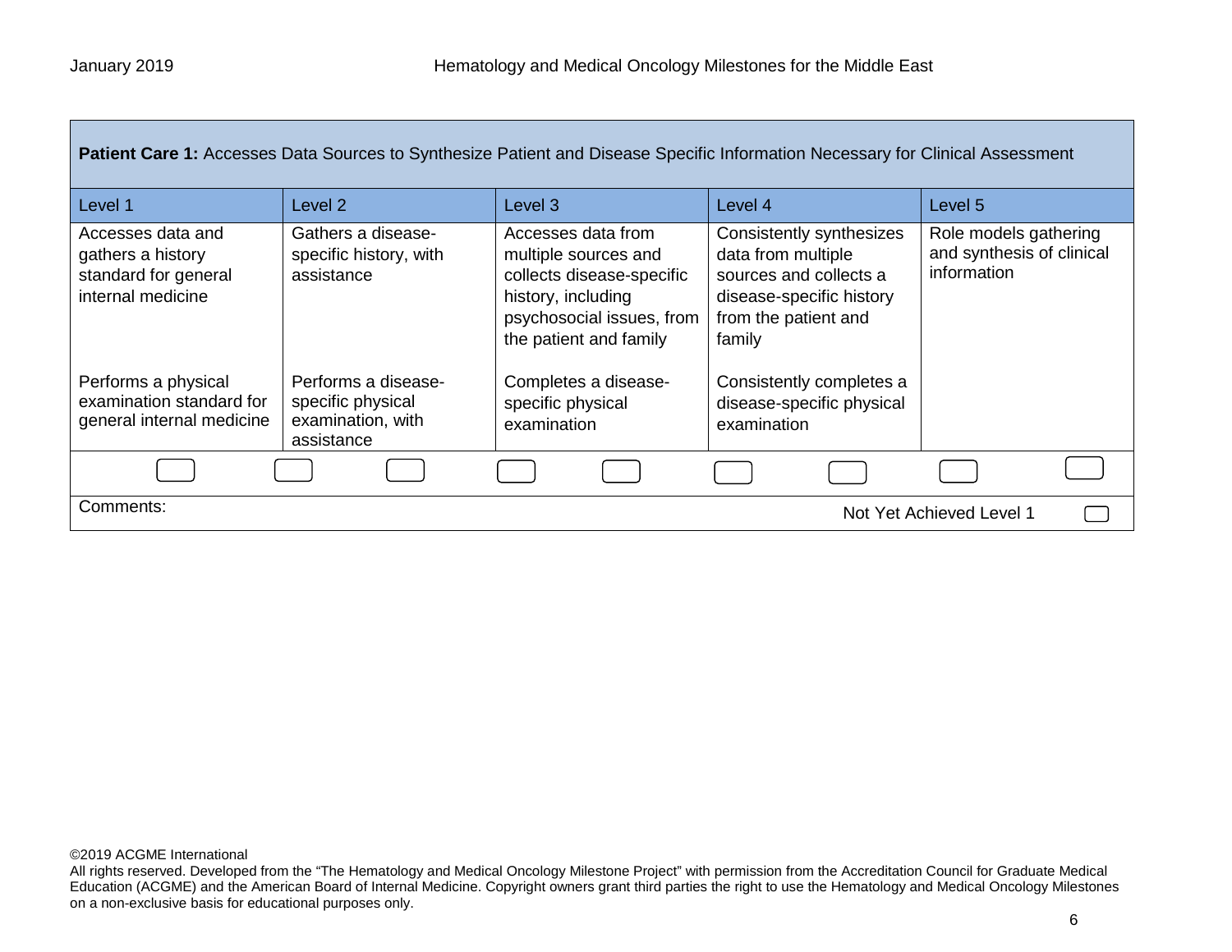| **Patient Care 1:** Accesses Data Sources to Synthesize Patient and Disease Specific Information Necessary for Clinical Assessment | | | | |
|---|---|---|---|---|
| Level 1 | Level 2 | Level 3 | Level 4 | Level 5 |
| Accesses data and gathers a history standard for general internal medicine | Gathers a disease-specific history, with assistance | Accesses data from multiple sources and collects disease-specific history, including psychosocial issues, from the patient and family | Consistently synthesizes data from multiple sources and collects a disease-specific history from the patient and family | Role models gathering and synthesis of clinical information |
| Performs a physical examination standard for general internal medicine | Performs a disease-specific physical examination, with assistance | Completes a disease-specific physical examination | Consistently completes a disease-specific physical examination | |
| Comments: | | | | Not Yet Achieved Level 1 |

©2019 ACGME International

All rights reserved. Developed from the "The Hematology and Medical Oncology Milestone Project" with permission from the Accreditation Council for Graduate Medical Education (ACGME) and the American Board of Internal Medicine. Copyright owners grant third parties the right to use the Hematology and Medical Oncology Milestones on a non-exclusive basis for educational purposes only.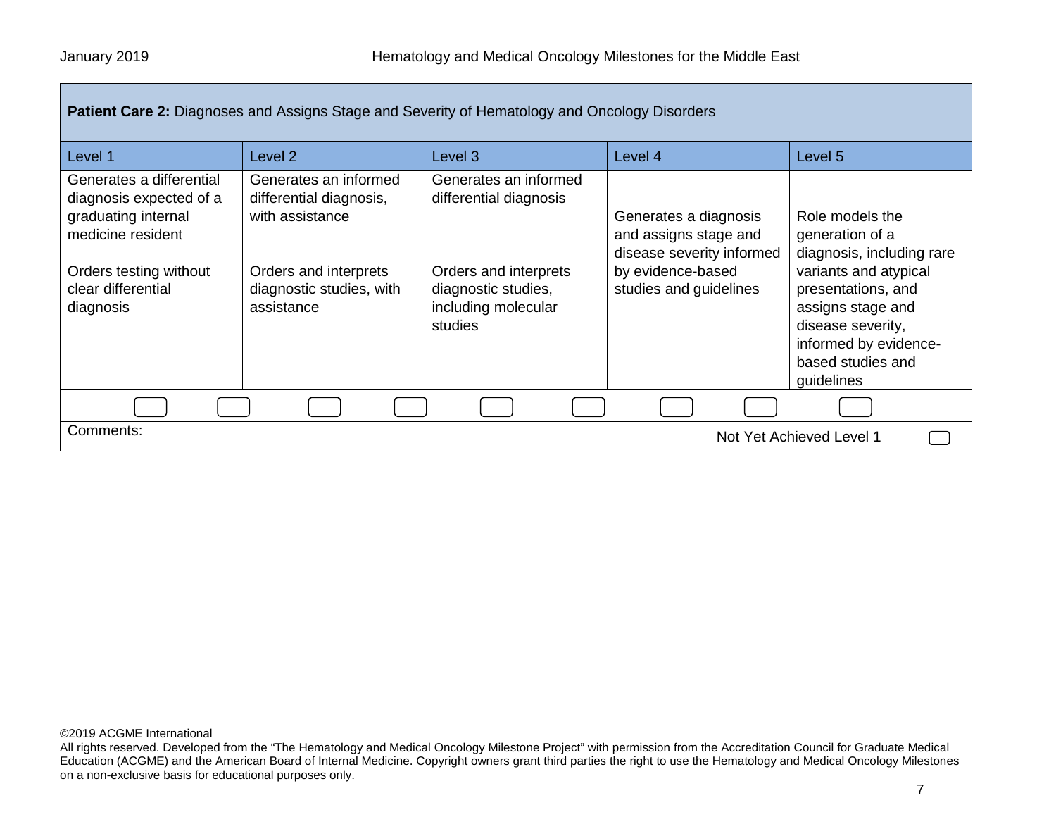**Patient Care 2:** Diagnoses and Assigns Stage and Severity of Hematology and Oncology Disorders

| Level 1 | Level 2 | Level 3 | Level 4 | Level 5 |
|---|---|---|---|---|
| Generates a differential diagnosis expected of a graduating internal medicine resident<br><br>Orders testing without clear differential diagnosis | Generates an informed differential diagnosis, with assistance<br><br>Orders and interprets diagnostic studies, with assistance | Generates an informed differential diagnosis<br><br>Orders and interprets diagnostic studies, including molecular studies | Generates a diagnosis and assigns stage and disease severity informed by evidence-based studies and guidelines | Role models the generation of a diagnosis, including rare variants and atypical presentations, and assigns stage and disease severity, informed by evidence-based studies and guidelines |

Comments:

Not Yet Achieved Level 1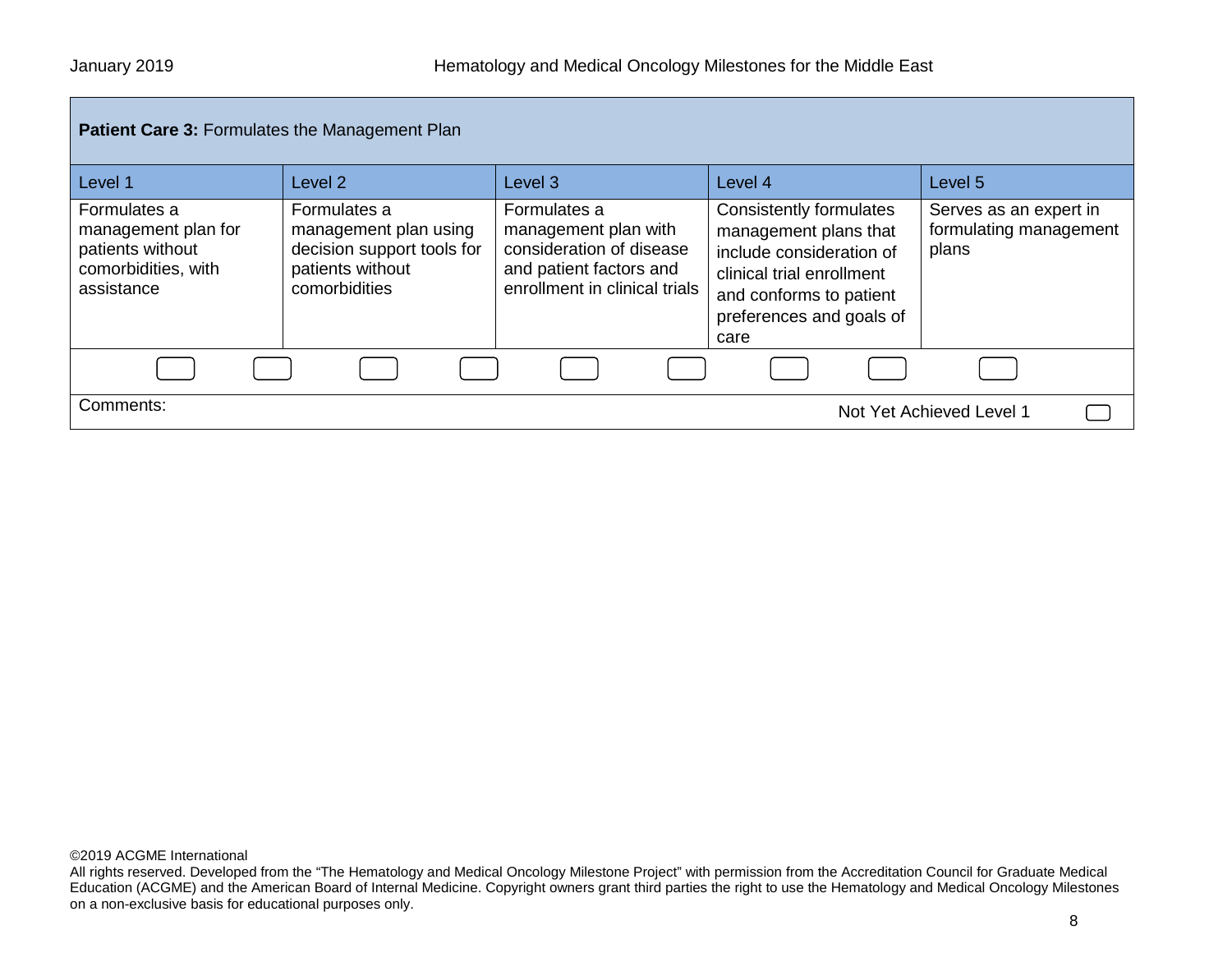**Patient Care 3:** Formulates the Management Plan

| Level 1 | Level 2 | Level 3 | Level 4 | Level 5 |
|---|---|---|---|---|
| Formulates a management plan for patients without comorbidities, with assistance | Formulates a management plan using decision support tools for patients without comorbidities | Formulates a management plan with consideration of disease and patient factors and enrollment in clinical trials | Consistently formulates management plans that include consideration of clinical trial enrollment and conforms to patient preferences and goals of care | Serves as an expert in formulating management plans |

Comments:

Not Yet Achieved Level 1

©2019 ACGME International

All rights reserved. Developed from the "The Hematology and Medical Oncology Milestone Project" with permission from the Accreditation Council for Graduate Medical Education (ACGME) and the American Board of Internal Medicine. Copyright owners grant third parties the right to use the Hematology and Medical Oncology Milestones on a non-exclusive basis for educational purposes only.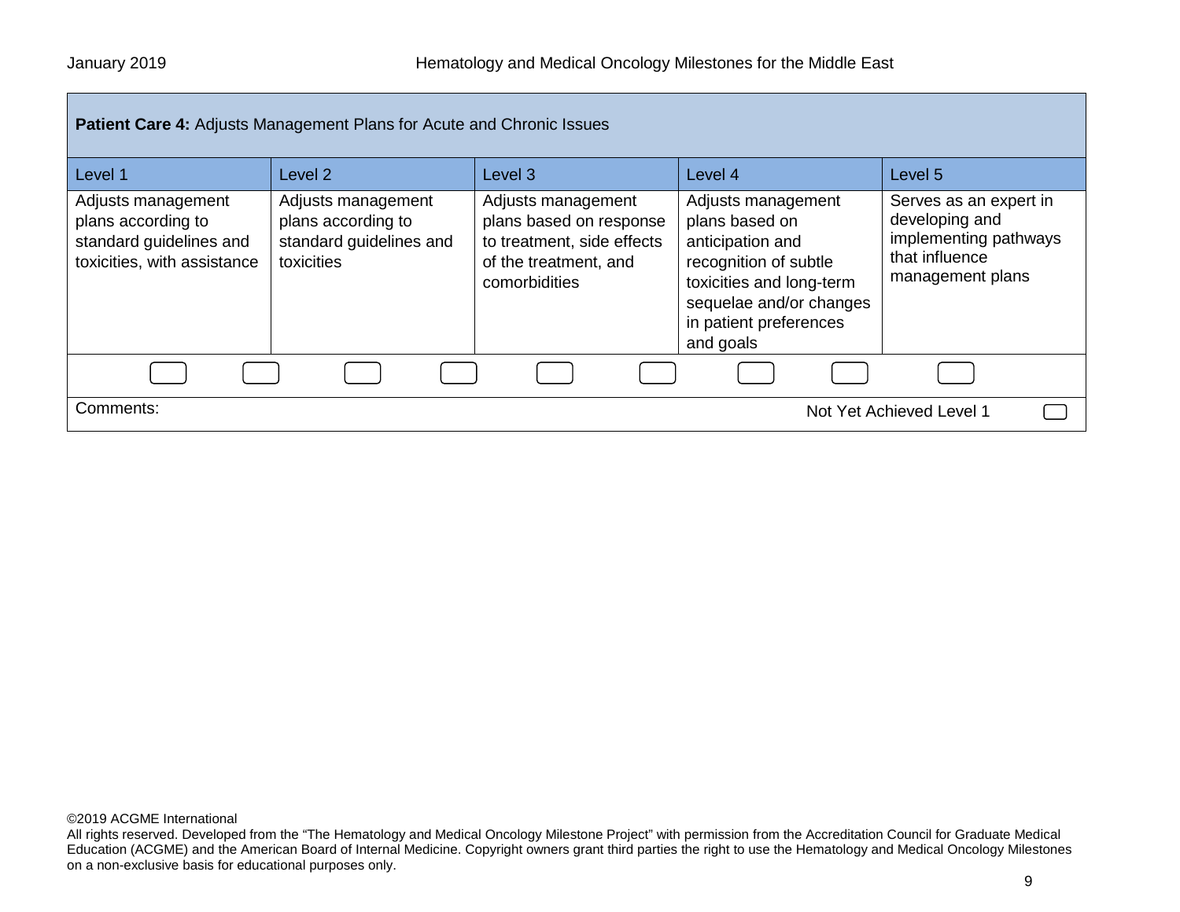| **Patient Care 4:** Adjusts Management Plans for Acute and Chronic Issues | | | | |
|---|---|---|---|---|
| Level 1 | Level 2 | Level 3 | Level 4 | Level 5 |
| Adjusts management plans according to standard guidelines and toxicities, with assistance | Adjusts management plans according to standard guidelines and toxicities | Adjusts management plans based on response to treatment, side effects of the treatment, and comorbidities | Adjusts management plans based on anticipation and recognition of subtle toxicities and long-term sequelae and/or changes in patient preferences and goals | Serves as an expert in developing and implementing pathways that influence management plans |

Comments:

Not Yet Achieved Level 1

©2019 ACGME International
All rights reserved. Developed from the “The Hematology and Medical Oncology Milestone Project” with permission from the Accreditation Council for Graduate Medical Education (ACGME) and the American Board of Internal Medicine. Copyright owners grant third parties the right to use the Hematology and Medical Oncology Milestones on a non-exclusive basis for educational purposes only.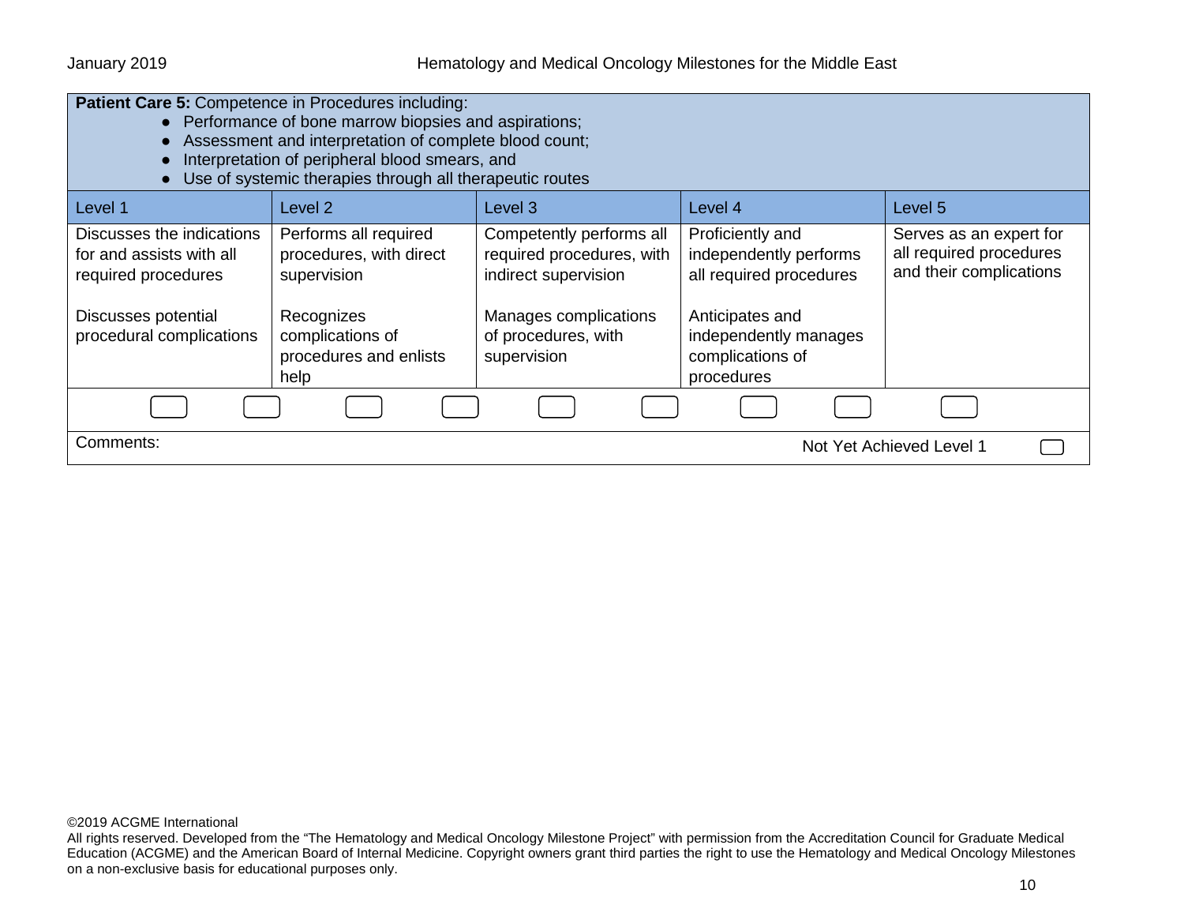**Patient Care 5:** Competence in Procedures including:

- Performance of bone marrow biopsies and aspirations;
- Assessment and interpretation of complete blood count;
- Interpretation of peripheral blood smears, and
- Use of systemic therapies through all therapeutic routes

| Level 1 | Level 2 | Level 3 | Level 4 | Level 5 |
|---|---|---|---|---|
| Discusses the indications for and assists with all required procedures<br><br>Discusses potential procedural complications | Performs all required procedures, with direct supervision<br><br>Recognizes complications of procedures and enlists help | Competently performs all required procedures, with indirect supervision<br><br>Manages complications of procedures, with supervision | Proficiently and independently performs all required procedures<br><br>Anticipates and independently manages complications of procedures | Serves as an expert for all required procedures and their complications |

Comments:

Not Yet Achieved Level 1

©2019 ACGME International
All rights reserved. Developed from the "The Hematology and Medical Oncology Milestone Project" with permission from the Accreditation Council for Graduate Medical Education (ACGME) and the American Board of Internal Medicine. Copyright owners grant third parties the right to use the Hematology and Medical Oncology Milestones on a non-exclusive basis for educational purposes only.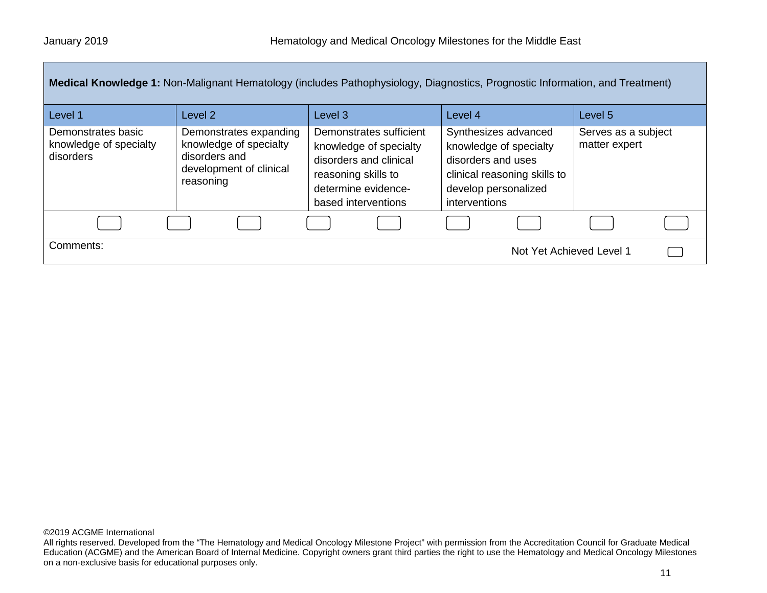| **Medical Knowledge 1:** Non-Malignant Hematology (includes Pathophysiology, Diagnostics, Prognostic Information, and Treatment) | | | | |
|---|---|---|---|---|
| Level 1 | Level 2 | Level 3 | Level 4 | Level 5 |
| Demonstrates basic knowledge of specialty disorders | Demonstrates expanding knowledge of specialty disorders and development of clinical reasoning | Demonstrates sufficient knowledge of specialty disorders and clinical reasoning skills to determine evidence-based interventions | Synthesizes advanced knowledge of specialty disorders and uses clinical reasoning skills to develop personalized interventions | Serves as a subject matter expert |

Comments:

Not Yet Achieved Level 1

©2019 ACGME International
All rights reserved. Developed from the "The Hematology and Medical Oncology Milestone Project" with permission from the Accreditation Council for Graduate Medical Education (ACGME) and the American Board of Internal Medicine. Copyright owners grant third parties the right to use the Hematology and Medical Oncology Milestones on a non-exclusive basis for educational purposes only.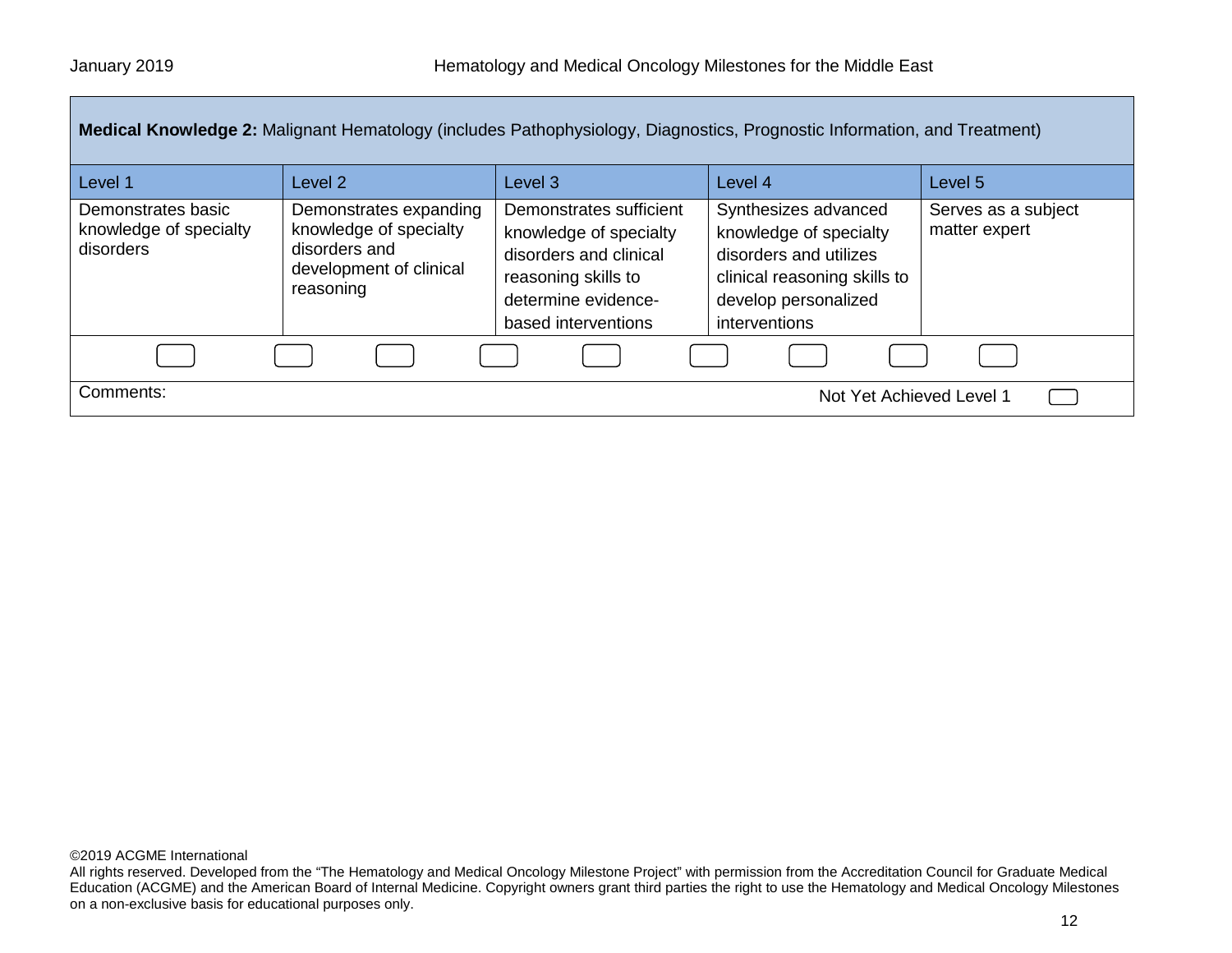**Medical Knowledge 2:** Malignant Hematology (includes Pathophysiology, Diagnostics, Prognostic Information, and Treatment)

| Level 1 | Level 2 | Level 3 | Level 4 | Level 5 |
|---|---|---|---|---|
| Demonstrates basic knowledge of specialty disorders | Demonstrates expanding knowledge of specialty disorders and development of clinical reasoning | Demonstrates sufficient knowledge of specialty disorders and clinical reasoning skills to determine evidence-based interventions | Synthesizes advanced knowledge of specialty disorders and utilizes clinical reasoning skills to develop personalized interventions | Serves as a subject matter expert |

Comments:

Not Yet Achieved Level 1

©2019 ACGME International
All rights reserved. Developed from the "The Hematology and Medical Oncology Milestone Project" with permission from the Accreditation Council for Graduate Medical Education (ACGME) and the American Board of Internal Medicine. Copyright owners grant third parties the right to use the Hematology and Medical Oncology Milestones on a non-exclusive basis for educational purposes only.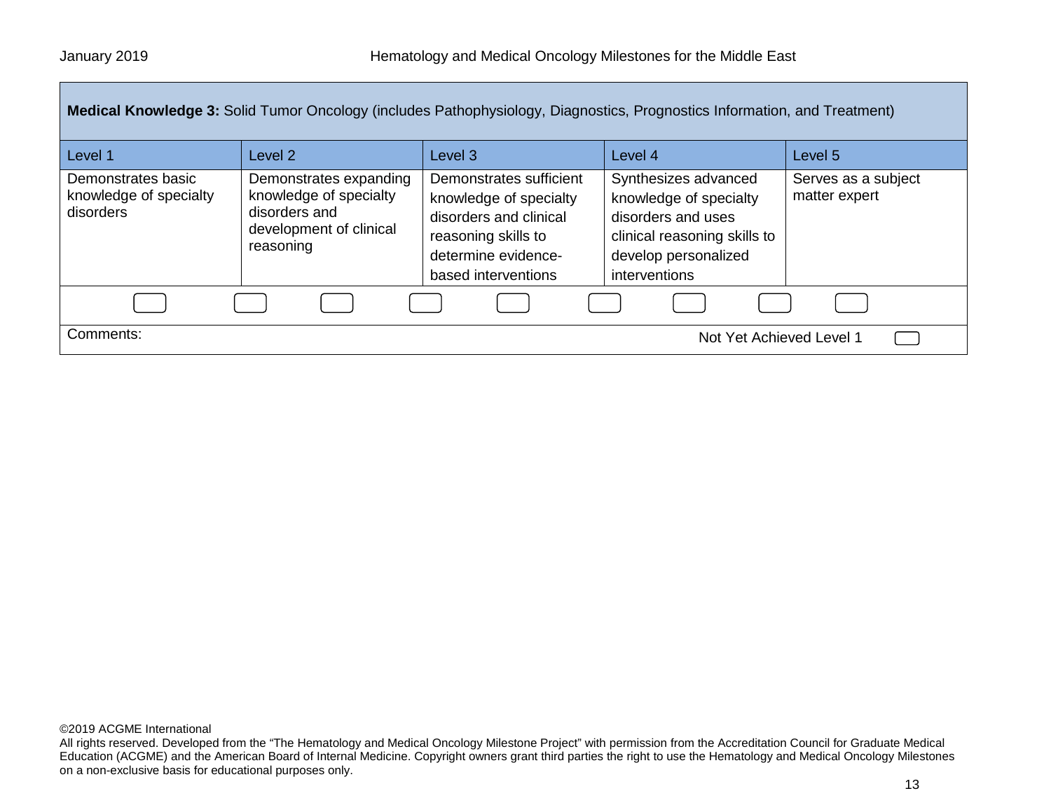| **Medical Knowledge 3:** Solid Tumor Oncology (includes Pathophysiology, Diagnostics, Prognostics Information, and Treatment) | | | | |
|---|---|---|---|---|
| Level 1 | Level 2 | Level 3 | Level 4 | Level 5 |
| Demonstrates basic knowledge of specialty disorders | Demonstrates expanding knowledge of specialty disorders and development of clinical reasoning | Demonstrates sufficient knowledge of specialty disorders and clinical reasoning skills to determine evidence-based interventions | Synthesizes advanced knowledge of specialty disorders and uses clinical reasoning skills to develop personalized interventions | Serves as a subject matter expert |

Comments:

Not Yet Achieved Level 1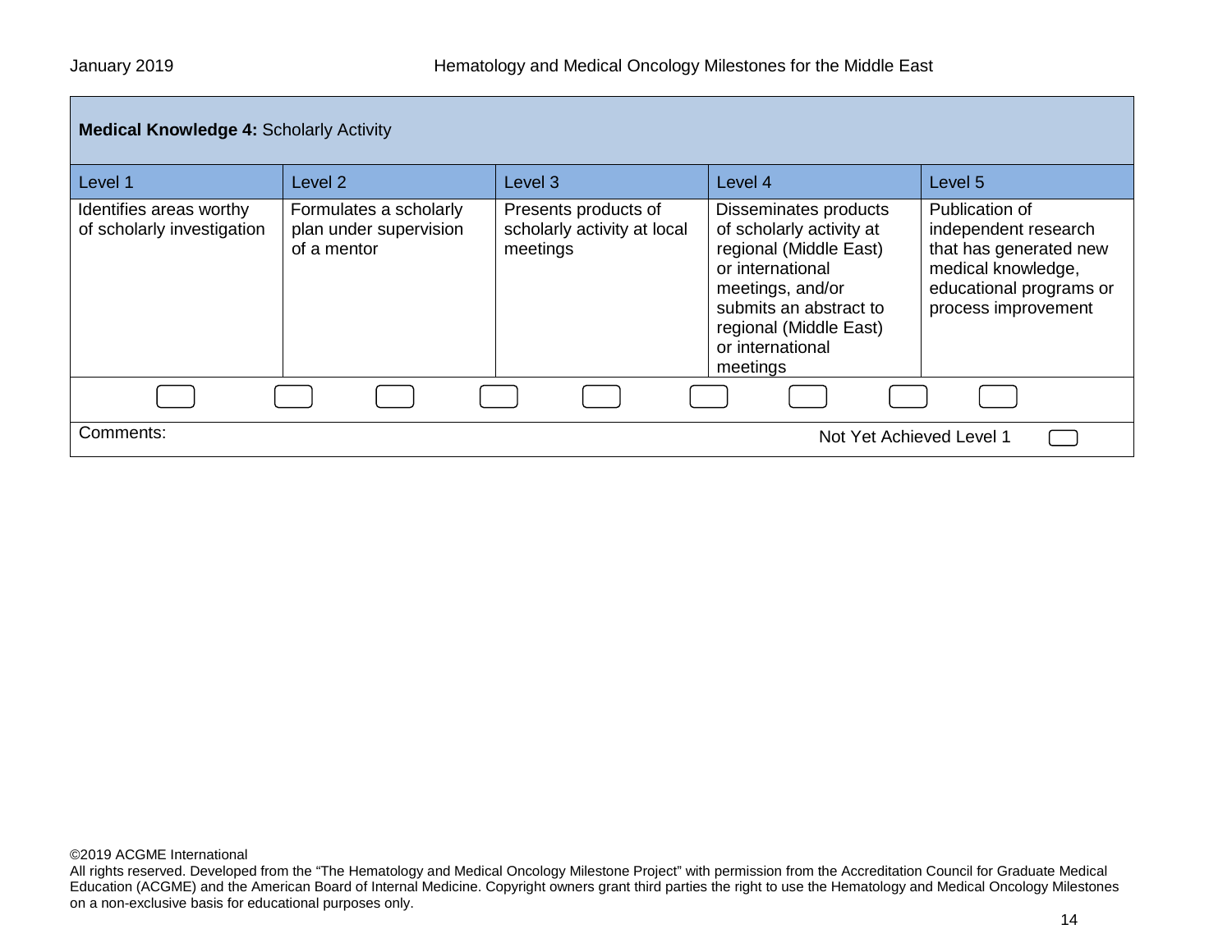**Medical Knowledge 4:** Scholarly Activity

| Level 1 | Level 2 | Level 3 | Level 4 | Level 5 |
|---|---|---|---|---|
| Identifies areas worthy of scholarly investigation | Formulates a scholarly plan under supervision of a mentor | Presents products of scholarly activity at local meetings | Disseminates products of scholarly activity at regional (Middle East) or international meetings, and/or submits an abstract to regional (Middle East) or international meetings | Publication of independent research that has generated new medical knowledge, educational programs or process improvement |

Comments:

Not Yet Achieved Level 1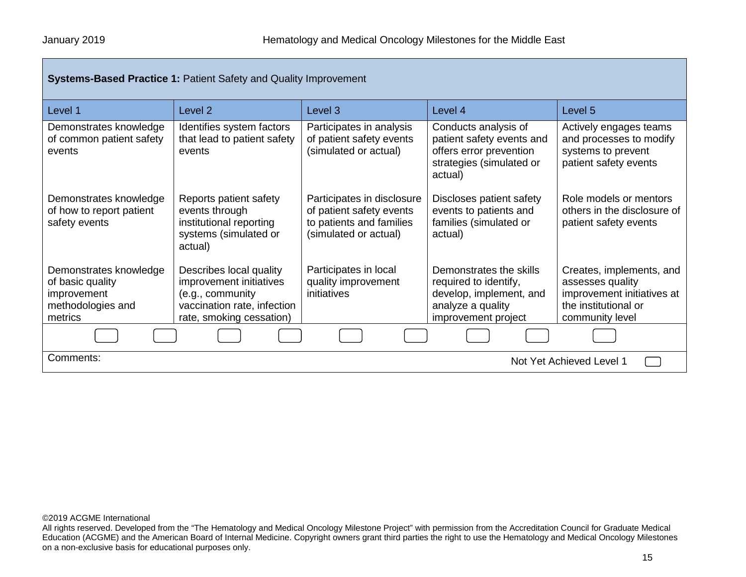**Systems-Based Practice 1:** Patient Safety and Quality Improvement

| Level 1 | Level 2 | Level 3 | Level 4 | Level 5 |
|---|---|---|---|---|
| Demonstrates knowledge of common patient safety events | Identifies system factors that lead to patient safety events | Participates in analysis of patient safety events (simulated or actual) | Conducts analysis of patient safety events and offers error prevention strategies (simulated or actual) | Actively engages teams and processes to modify systems to prevent patient safety events |
| Demonstrates knowledge of how to report patient safety events | Reports patient safety events through institutional reporting systems (simulated or actual) | Participates in disclosure of patient safety events to patients and families (simulated or actual) | Discloses patient safety events to patients and families (simulated or actual) | Role models or mentors others in the disclosure of patient safety events |
| Demonstrates knowledge of basic quality improvement methodologies and metrics | Describes local quality improvement initiatives (e.g., community vaccination rate, infection rate, smoking cessation) | Participates in local quality improvement initiatives | Demonstrates the skills required to identify, develop, implement, and analyze a quality improvement project | Creates, implements, and assesses quality improvement initiatives at the institutional or community level |

Comments:

Not Yet Achieved Level 1

©2019 ACGME International
All rights reserved. Developed from the "The Hematology and Medical Oncology Milestone Project" with permission from the Accreditation Council for Graduate Medical Education (ACGME) and the American Board of Internal Medicine. Copyright owners grant third parties the right to use the Hematology and Medical Oncology Milestones on a non-exclusive basis for educational purposes only.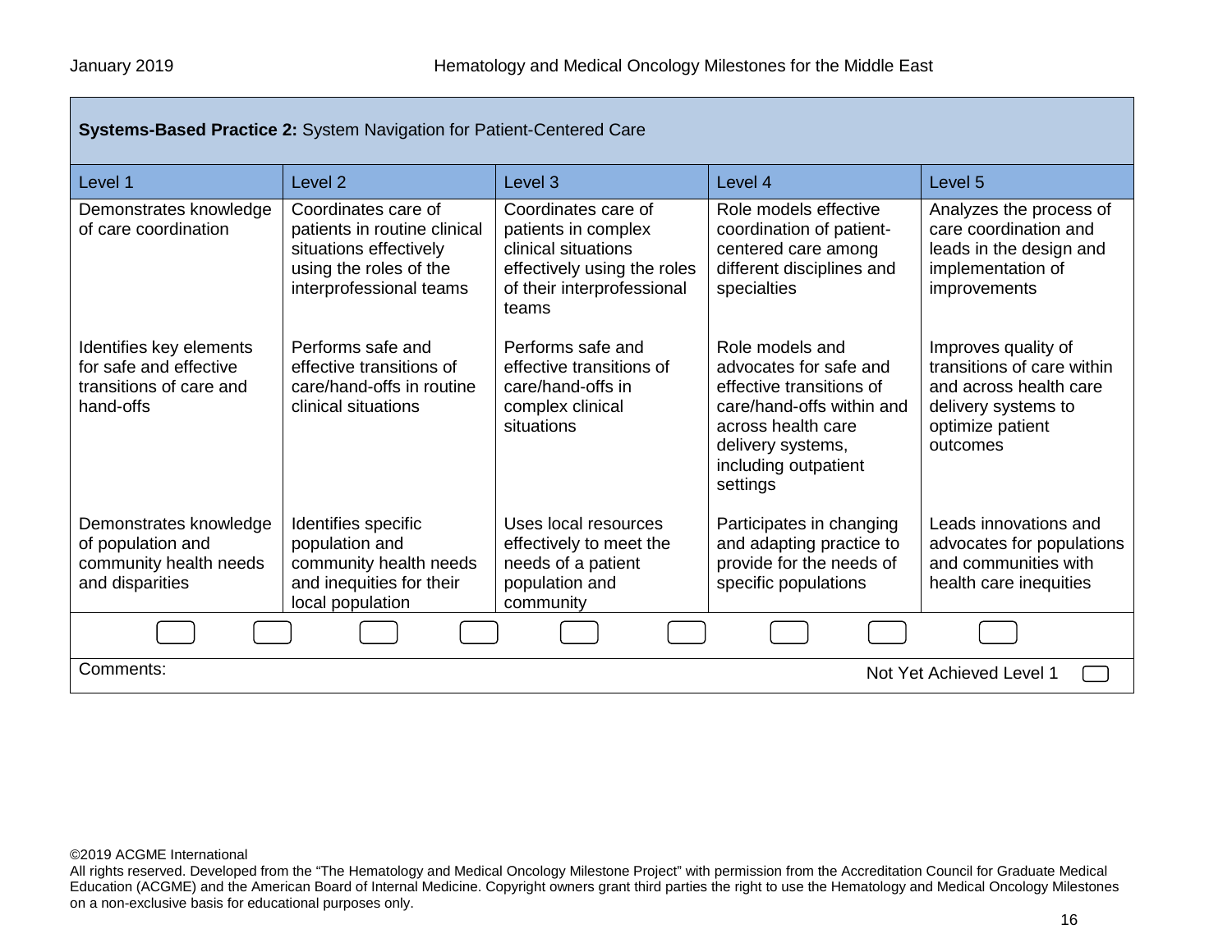| **Systems-Based Practice 2:** System Navigation for Patient-Centered Care | | | | |
|---|---|---|---|---|
| Level 1 | Level 2 | Level 3 | Level 4 | Level 5 |
| Demonstrates knowledge of care coordination | Coordinates care of patients in routine clinical situations effectively using the roles of the interprofessional teams | Coordinates care of patients in complex clinical situations effectively using the roles of their interprofessional teams | Role models effective coordination of patient-centered care among different disciplines and specialties | Analyzes the process of care coordination and leads in the design and implementation of improvements |
| Identifies key elements for safe and effective transitions of care and hand-offs | Performs safe and effective transitions of care/hand-offs in routine clinical situations | Performs safe and effective transitions of care/hand-offs in complex clinical situations | Role models and advocates for safe and effective transitions of care/hand-offs within and across health care delivery systems, including outpatient settings | Improves quality of transitions of care within and across health care delivery systems to optimize patient outcomes |
| Demonstrates knowledge of population and community health needs and disparities | Identifies specific population and community health needs and inequities for their local population | Uses local resources effectively to meet the needs of a patient population and community | Participates in changing and adapting practice to provide for the needs of specific populations | Leads innovations and advocates for populations and communities with health care inequities |

Comments:

Not Yet Achieved Level 1

©2019 ACGME International
All rights reserved. Developed from the "The Hematology and Medical Oncology Milestone Project" with permission from the Accreditation Council for Graduate Medical Education (ACGME) and the American Board of Internal Medicine. Copyright owners grant third parties the right to use the Hematology and Medical Oncology Milestones on a non-exclusive basis for educational purposes only.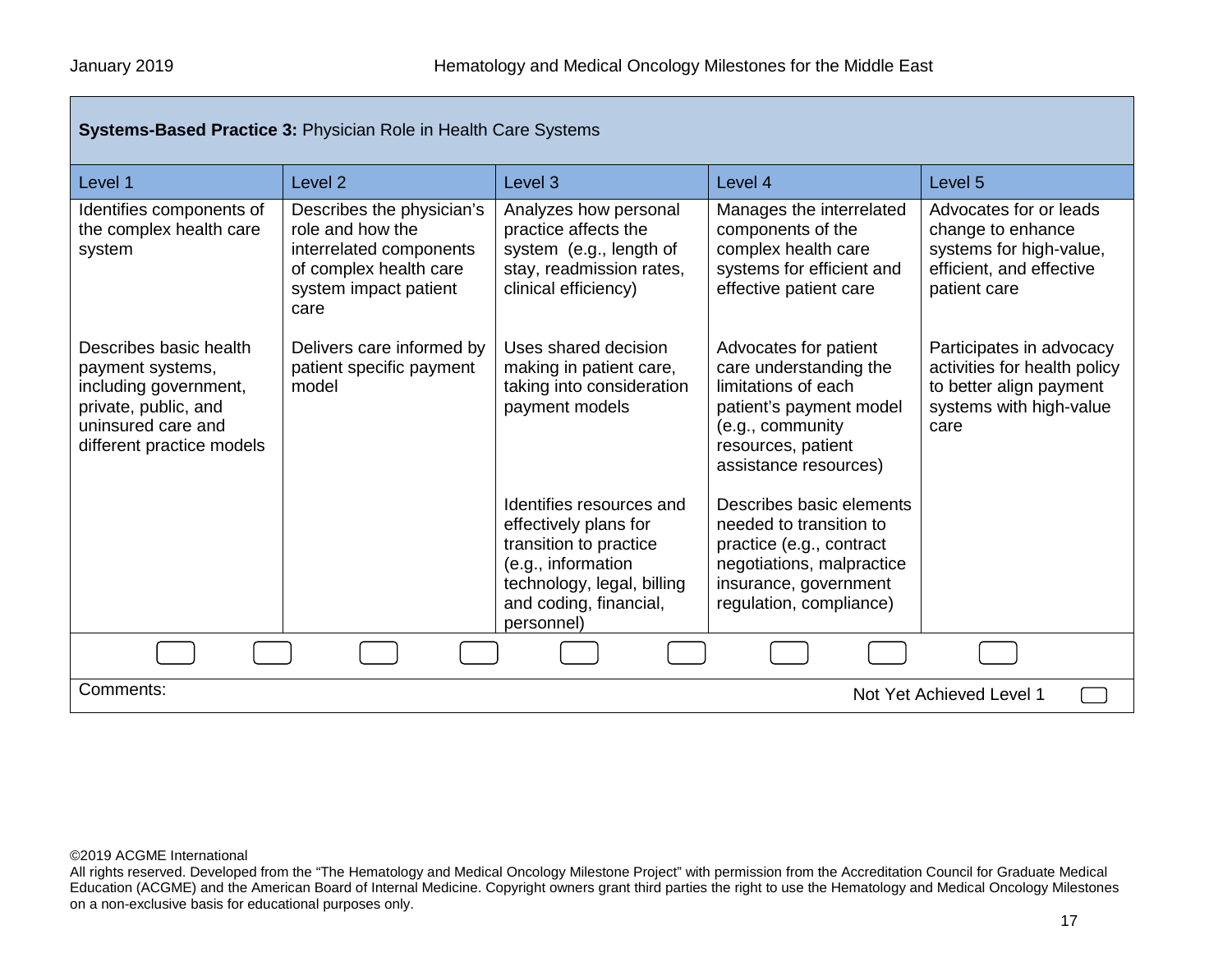**Systems-Based Practice 3:** Physician Role in Health Care Systems

| Level 1 | Level 2 | Level 3 | Level 4 | Level 5 |
|---|---|---|---|---|
| Identifies components of the complex health care system | Describes the physician's role and how the interrelated components of complex health care system impact patient care | Analyzes how personal practice affects the system (e.g., length of stay, readmission rates, clinical efficiency) | Manages the interrelated components of the complex health care systems for efficient and effective patient care | Advocates for or leads change to enhance systems for high-value, efficient, and effective patient care |
| Describes basic health payment systems, including government, private, public, and uninsured care and different practice models | Delivers care informed by patient specific payment model | Uses shared decision making in patient care, taking into consideration payment models | Advocates for patient care understanding the limitations of each patient's payment model (e.g., community resources, patient assistance resources) | Participates in advocacy activities for health policy to better align payment systems with high-value care |
| | | Identifies resources and effectively plans for transition to practice (e.g., information technology, legal, billing and coding, financial, personnel) | Describes basic elements needed to transition to practice (e.g., contract negotiations, malpractice insurance, government regulation, compliance) | |

Comments:

Not Yet Achieved Level 1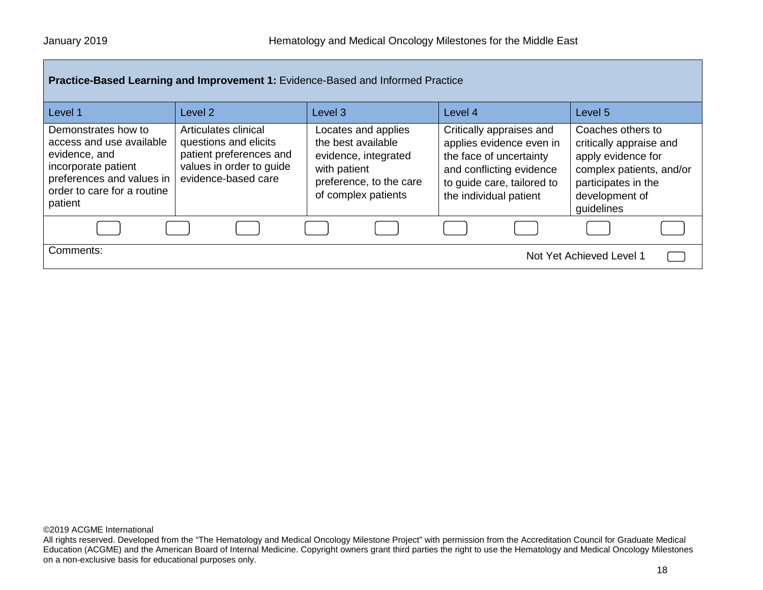**Practice-Based Learning and Improvement 1:** Evidence-Based and Informed Practice

| Level 1 | Level 2 | Level 3 | Level 4 | Level 5 |
|---|---|---|---|---|
| Demonstrates how to access and use available evidence, and incorporate patient preferences and values in order to care for a routine patient | Articulates clinical questions and elicits patient preferences and values in order to guide evidence-based care | Locates and applies the best available evidence, integrated with patient preference, to the care of complex patients | Critically appraises and applies evidence even in the face of uncertainty and conflicting evidence to guide care, tailored to the individual patient | Coaches others to critically appraise and apply evidence for complex patients, and/or participates in the development of guidelines |

Comments:

Not Yet Achieved Level 1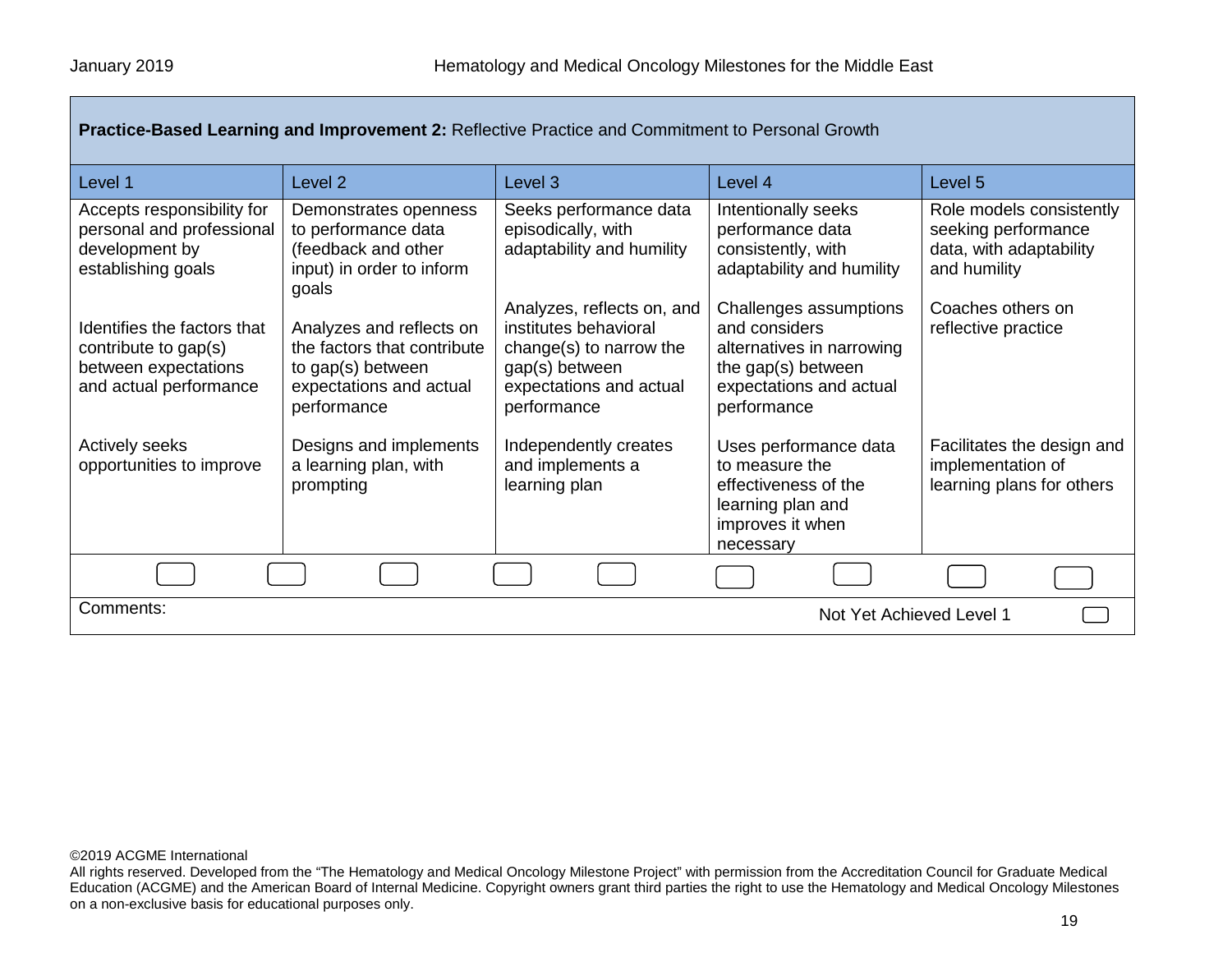| **Practice-Based Learning and Improvement 2:** Reflective Practice and Commitment to Personal Growth | | | | |
|---|---|---|---|---|
| Level 1 | Level 2 | Level 3 | Level 4 | Level 5 |
| Accepts responsibility for personal and professional development by establishing goals | Demonstrates openness to performance data (feedback and other input) in order to inform goals | Seeks performance data episodically, with adaptability and humility | Intentionally seeks performance data consistently, with adaptability and humility | Role models consistently seeking performance data, with adaptability and humility |
| Identifies the factors that contribute to gap(s) between expectations and actual performance | Analyzes and reflects on the factors that contribute to gap(s) between expectations and actual performance | Analyzes, reflects on, and institutes behavioral change(s) to narrow the gap(s) between expectations and actual performance | Challenges assumptions and considers alternatives in narrowing the gap(s) between expectations and actual performance | Coaches others on reflective practice |
| Actively seeks opportunities to improve | Designs and implements a learning plan, with prompting | Independently creates and implements a learning plan | Uses performance data to measure the effectiveness of the learning plan and improves it when necessary | Facilitates the design and implementation of learning plans for others |

Comments:

Not Yet Achieved Level 1

©2019 ACGME International

All rights reserved. Developed from the "The Hematology and Medical Oncology Milestone Project" with permission from the Accreditation Council for Graduate Medical Education (ACGME) and the American Board of Internal Medicine. Copyright owners grant third parties the right to use the Hematology and Medical Oncology Milestones on a non-exclusive basis for educational purposes only.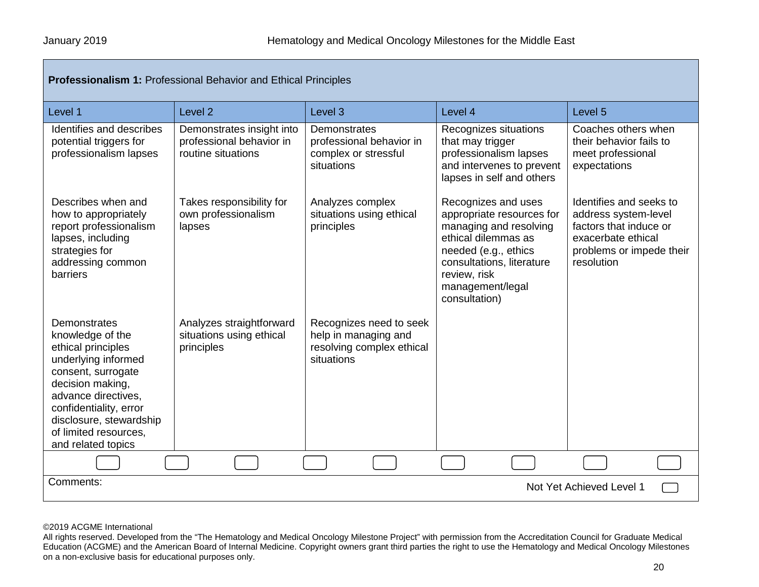| **Professionalism 1:** Professional Behavior and Ethical Principles | | | | |
|---|---|---|---|---|
| Level 1 | Level 2 | Level 3 | Level 4 | Level 5 |
| Identifies and describes potential triggers for professionalism lapses | Demonstrates insight into professional behavior in routine situations | Demonstrates professional behavior in complex or stressful situations | Recognizes situations that may trigger professionalism lapses and intervenes to prevent lapses in self and others | Coaches others when their behavior fails to meet professional expectations |
| Describes when and how to appropriately report professionalism lapses, including strategies for addressing common barriers | Takes responsibility for own professionalism lapses | Analyzes complex situations using ethical principles | Recognizes and uses appropriate resources for managing and resolving ethical dilemmas as needed (e.g., ethics consultations, literature review, risk management/legal consultation) | Identifies and seeks to address system-level factors that induce or exacerbate ethical problems or impede their resolution |
| Demonstrates knowledge of the ethical principles underlying informed consent, surrogate decision making, advance directives, confidentiality, error disclosure, stewardship of limited resources, and related topics | Analyzes straightforward situations using ethical principles | Recognizes need to seek help in managing and resolving complex ethical situations | | |

Comments:

Not Yet Achieved Level 1

©2019 ACGME International
All rights reserved. Developed from the “The Hematology and Medical Oncology Milestone Project” with permission from the Accreditation Council for Graduate Medical Education (ACGME) and the American Board of Internal Medicine. Copyright owners grant third parties the right to use the Hematology and Medical Oncology Milestones on a non-exclusive basis for educational purposes only.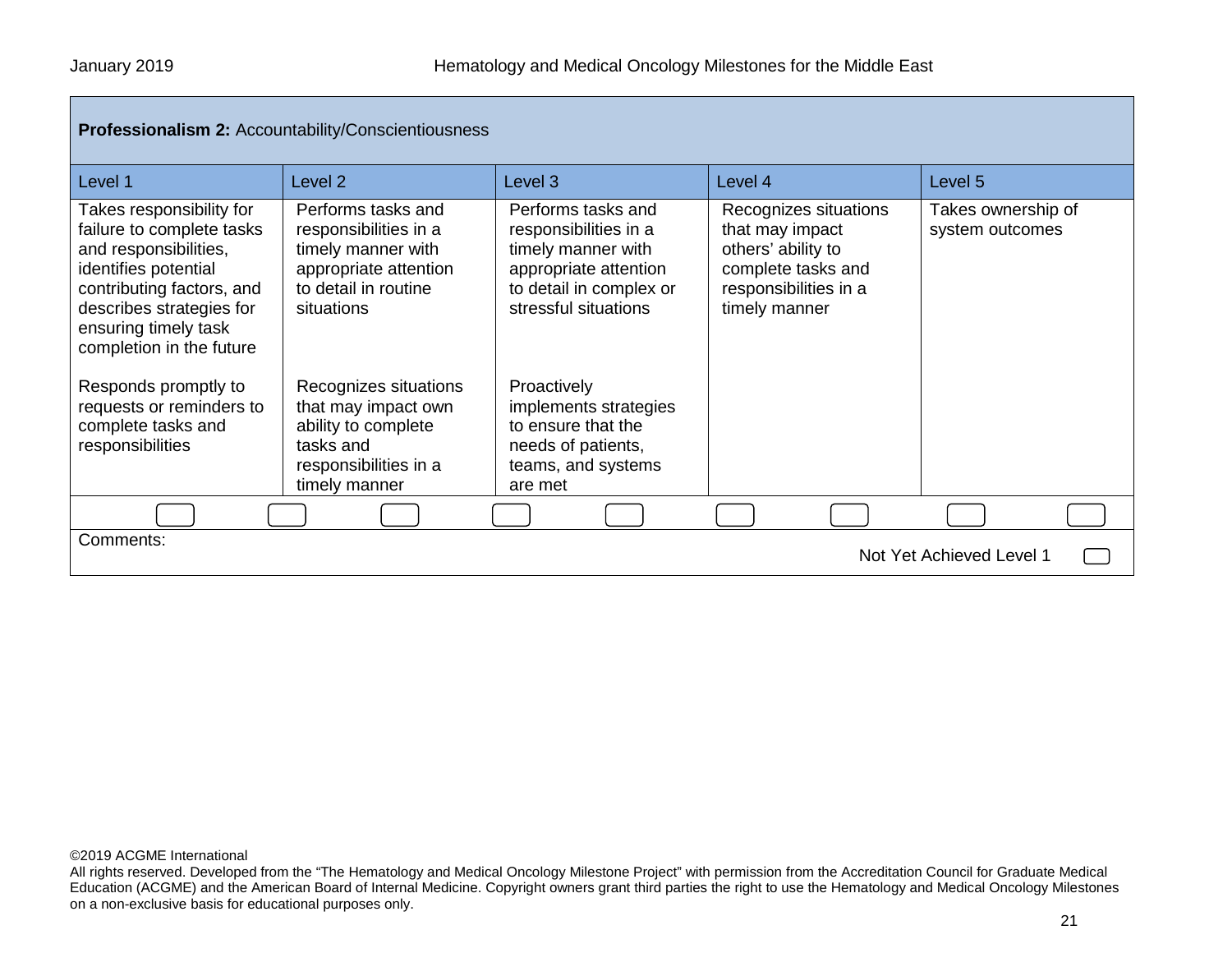| **Professionalism 2:** Accountability/Conscientiousness | | | | |
|---|---|---|---|---|
| Level 1 | Level 2 | Level 3 | Level 4 | Level 5 |
| Takes responsibility for failure to complete tasks and responsibilities, identifies potential contributing factors, and describes strategies for ensuring timely task completion in the future<br><br>Responds promptly to requests or reminders to complete tasks and responsibilities | Performs tasks and responsibilities in a timely manner with appropriate attention to detail in routine situations<br><br>Recognizes situations that may impact own ability to complete tasks and responsibilities in a timely manner | Performs tasks and responsibilities in a timely manner with appropriate attention to detail in complex or stressful situations<br><br>Proactively implements strategies to ensure that the needs of patients, teams, and systems are met | Recognizes situations that may impact others' ability to complete tasks and responsibilities in a timely manner | Takes ownership of system outcomes |

Comments:

Not Yet Achieved Level 1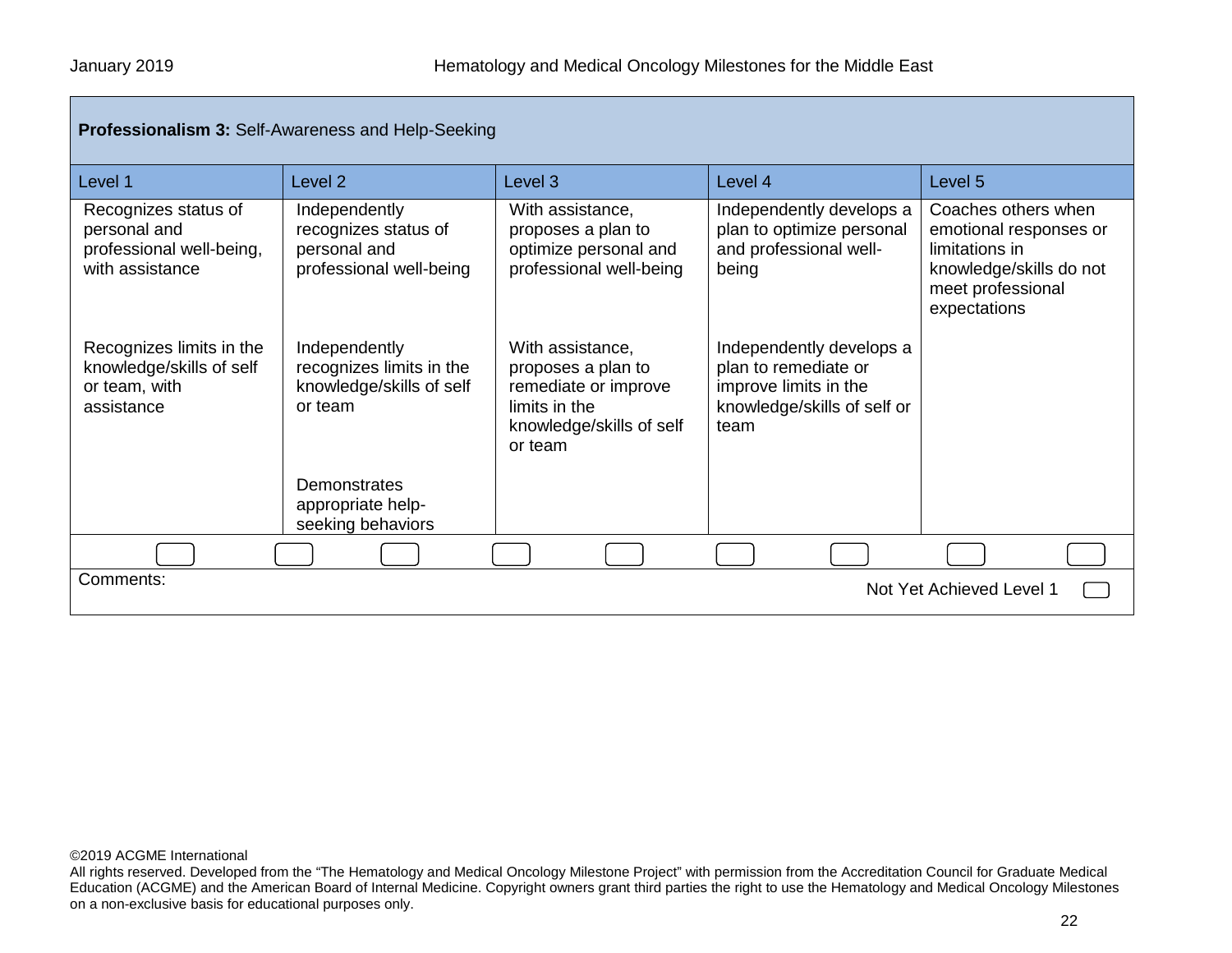**Professionalism 3:** Self-Awareness and Help-Seeking

| Level 1 | Level 2 | Level 3 | Level 4 | Level 5 |
|---|---|---|---|---|
| Recognizes status of personal and professional well-being, with assistance | Independently recognizes status of personal and professional well-being | With assistance, proposes a plan to optimize personal and professional well-being | Independently develops a plan to optimize personal and professional well-being | Coaches others when emotional responses or limitations in knowledge/skills do not meet professional expectations |
| Recognizes limits in the knowledge/skills of self or team, with assistance | Independently recognizes limits in the knowledge/skills of self or team | With assistance, proposes a plan to remediate or improve limits in the knowledge/skills of self or team | Independently develops a plan to remediate or improve limits in the knowledge/skills of self or team | |
| | Demonstrates appropriate help-seeking behaviors | | | |

Comments:

Not Yet Achieved Level 1

©2019 ACGME International
All rights reserved. Developed from the "The Hematology and Medical Oncology Milestone Project" with permission from the Accreditation Council for Graduate Medical Education (ACGME) and the American Board of Internal Medicine. Copyright owners grant third parties the right to use the Hematology and Medical Oncology Milestones on a non-exclusive basis for educational purposes only.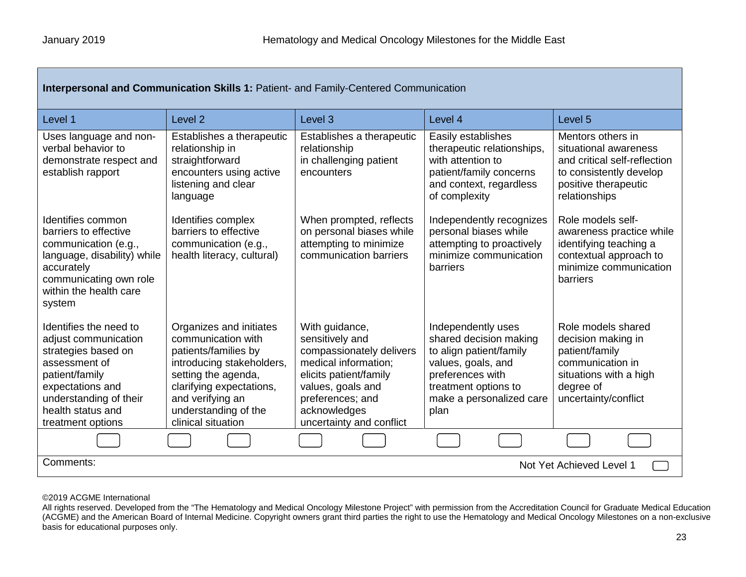| **Interpersonal and Communication Skills 1:** Patient- and Family-Centered Communication | | | | |
|---|---|---|---|---|
| Level 1 | Level 2 | Level 3 | Level 4 | Level 5 |
| Uses language and non-verbal behavior to demonstrate respect and establish rapport | Establishes a therapeutic relationship in straightforward encounters using active listening and clear language | Establishes a therapeutic relationship in challenging patient encounters | Easily establishes therapeutic relationships, with attention to patient/family concerns and context, regardless of complexity | Mentors others in situational awareness and critical self-reflection to consistently develop positive therapeutic relationships |
| Identifies common barriers to effective communication (e.g., language, disability) while accurately communicating own role within the health care system | Identifies complex barriers to effective communication (e.g., health literacy, cultural) | When prompted, reflects on personal biases while attempting to minimize communication barriers | Independently recognizes personal biases while attempting to proactively minimize communication barriers | Role models self-awareness practice while identifying teaching a contextual approach to minimize communication barriers |
| Identifies the need to adjust communication strategies based on assessment of patient/family expectations and understanding of their health status and treatment options | Organizes and initiates communication with patients/families by introducing stakeholders, setting the agenda, clarifying expectations, and verifying an understanding of the clinical situation | With guidance, sensitively and compassionately delivers medical information; elicits patient/family values, goals and preferences; and acknowledges uncertainty and conflict | Independently uses shared decision making to align patient/family values, goals, and preferences with treatment options to make a personalized care plan | Role models shared decision making in patient/family communication in situations with a high degree of uncertainty/conflict |

Comments:

Not Yet Achieved Level 1

©2019 ACGME International
All rights reserved. Developed from the "The Hematology and Medical Oncology Milestone Project" with permission from the Accreditation Council for Graduate Medical Education (ACGME) and the American Board of Internal Medicine. Copyright owners grant third parties the right to use the Hematology and Medical Oncology Milestones on a non-exclusive basis for educational purposes only.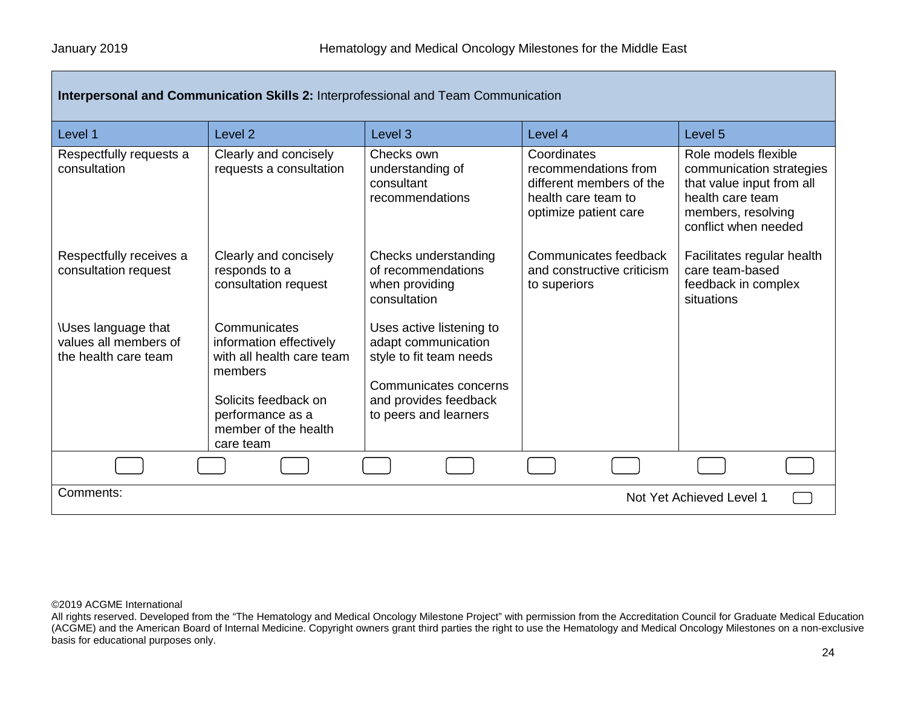| **Interpersonal and Communication Skills 2:** Interprofessional and Team Communication | | | | |
|---|---|---|---|---|
| Level 1 | Level 2 | Level 3 | Level 4 | Level 5 |
| Respectfully requests a consultation | Clearly and concisely requests a consultation | Checks own understanding of consultant recommendations | Coordinates recommendations from different members of the health care team to optimize patient care | Role models flexible communication strategies that value input from all health care team members, resolving conflict when needed |
| Respectfully receives a consultation request | Clearly and concisely responds to a consultation request | Checks understanding of recommendations when providing consultation | Communicates feedback and constructive criticism to superiors | Facilitates regular health care team-based feedback in complex situations |
| \Uses language that values all members of the health care team | Communicates information effectively with all health care team members<br><br>Solicits feedback on performance as a member of the health care team | Uses active listening to adapt communication style to fit team needs<br><br>Communicates concerns and provides feedback to peers and learners | | |

Comments:

Not Yet Achieved Level 1

©2019 ACGME International
All rights reserved. Developed from the "The Hematology and Medical Oncology Milestone Project" with permission from the Accreditation Council for Graduate Medical Education (ACGME) and the American Board of Internal Medicine. Copyright owners grant third parties the right to use the Hematology and Medical Oncology Milestones on a non-exclusive basis for educational purposes only.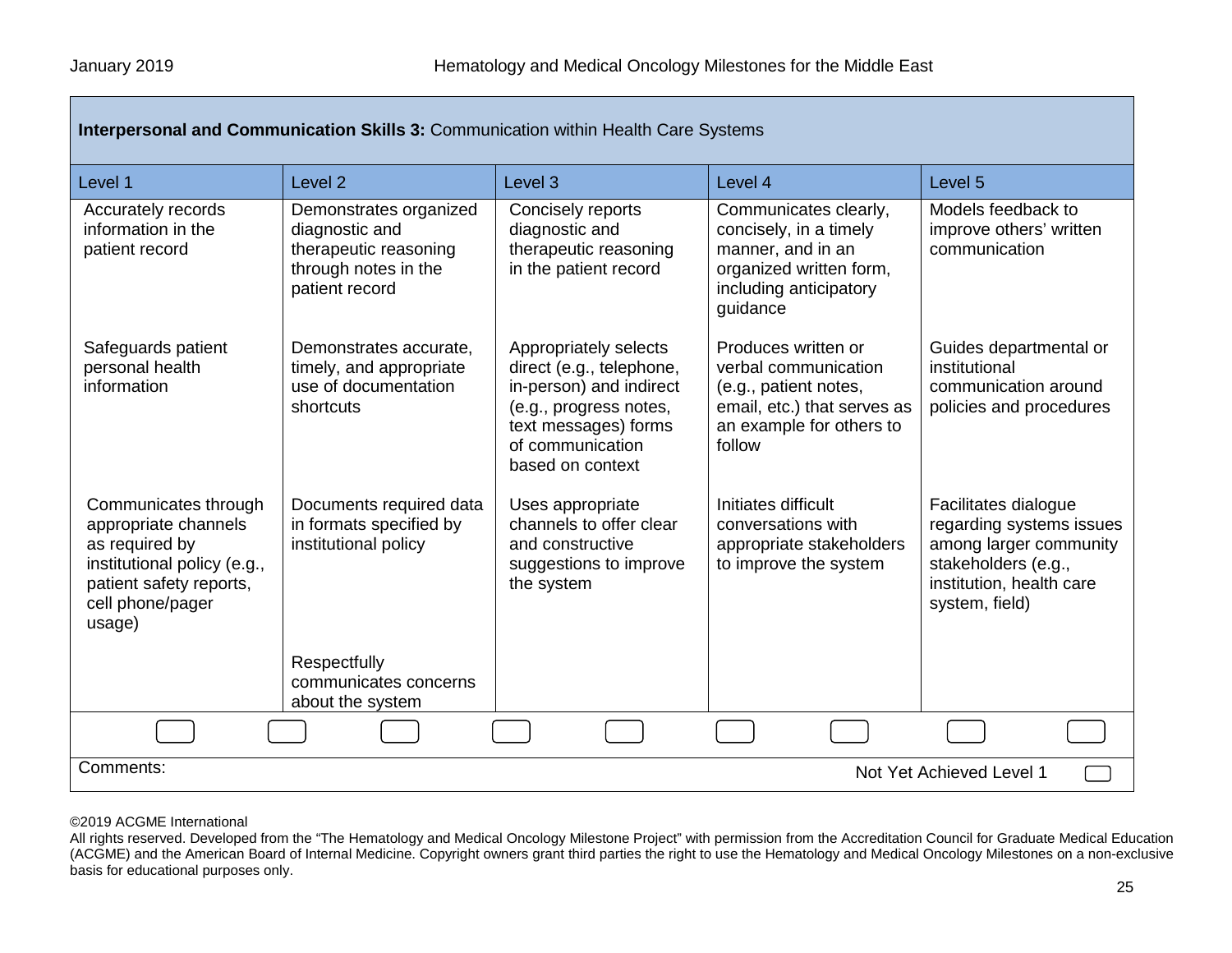## Interpersonal and Communication Skills 3: Communication within Health Care Systems

| Level 1 | Level 2 | Level 3 | Level 4 | Level 5 |
|---|---|---|---|---|
| Accurately records information in the patient record | Demonstrates organized diagnostic and therapeutic reasoning through notes in the patient record | Concisely reports diagnostic and therapeutic reasoning in the patient record | Communicates clearly, concisely, in a timely manner, and in an organized written form, including anticipatory guidance | Models feedback to improve others' written communication |
| Safeguards patient personal health information | Demonstrates accurate, timely, and appropriate use of documentation shortcuts | Appropriately selects direct (e.g., telephone, in-person) and indirect (e.g., progress notes, text messages) forms of communication based on context | Produces written or verbal communication (e.g., patient notes, email, etc.) that serves as an example for others to follow | Guides departmental or institutional communication around policies and procedures |
| Communicates through appropriate channels as required by institutional policy (e.g., patient safety reports, cell phone/pager usage) | Documents required data in formats specified by institutional policy | Uses appropriate channels to offer clear and constructive suggestions to improve the system | Initiates difficult conversations with appropriate stakeholders to improve the system | Facilitates dialogue regarding systems issues among larger community stakeholders (e.g., institution, health care system, field) |
| | Respectfully communicates concerns about the system | | | |

Comments:

Not Yet Achieved Level 1

©2019 ACGME International

All rights reserved. Developed from the "The Hematology and Medical Oncology Milestone Project" with permission from the Accreditation Council for Graduate Medical Education (ACGME) and the American Board of Internal Medicine. Copyright owners grant third parties the right to use the Hematology and Medical Oncology Milestones on a non-exclusive basis for educational purposes only.